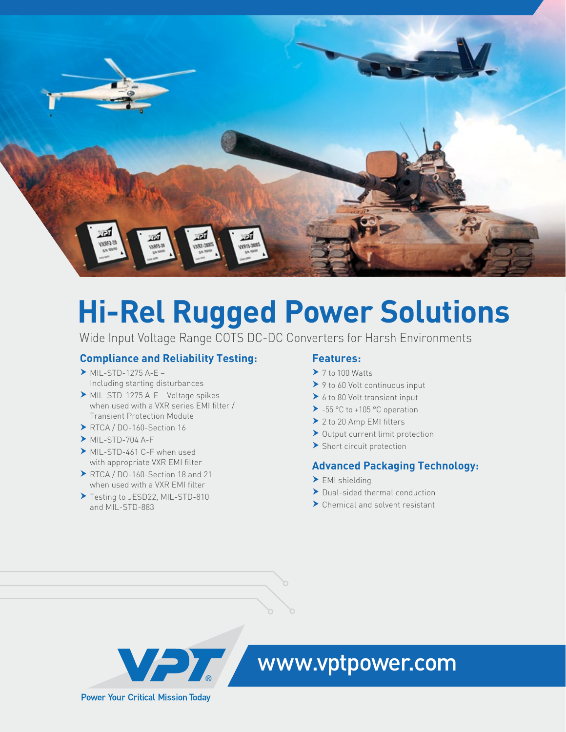# Hi-Rel Rugged Power Solutions

Wide Input Voltage Range COTS DC-DC Converters for Harsh Environments

## Compliance and Reliability Testing:

- MIL-STD-1275 A-E – Including starting disturbances
- MIL-STD-1275 A-E – Voltage spikes when used with a VXR series EMI filter / Transient Protection Module
- RTCA / DO-160-Section 16
- MIL-STD-704 A-F
- MIL-STD-461 C-F when used with appropriate VXR EMI filter
- RTCA / DO-160-Section 18 and 21 when used with a VXR EMI filter
- Testing to JESD22, MIL-STD-810 and MIL-STD-883

## Features:

- 7 to 100 Watts
- 9 to 60 Volt continuous input
- 6 to 80 Volt transient input
- -55 °C to +105 °C operation
- 2 to 20 Amp EMI filters
- Output current limit protection
- Short circuit protection

## Advanced Packaging Technology:

- EMI shielding
- Dual-sided thermal conduction
- Chemical and solvent resistant

VPT®

Power Your Critical Mission Today

www.vptpower.com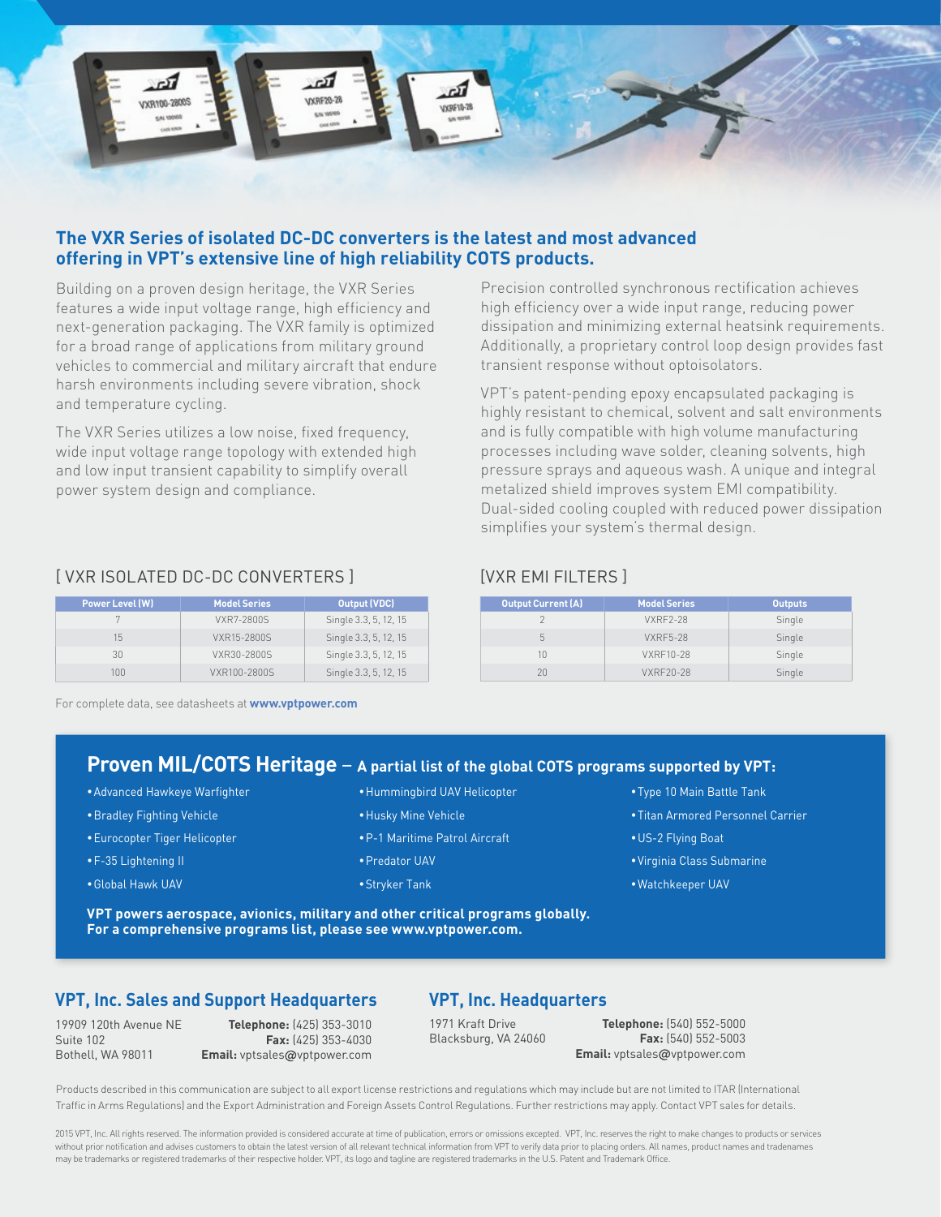## The VXR Series of isolated DC-DC converters is the latest and most advanced offering in VPT's extensive line of high reliability COTS products.

Building on a proven design heritage, the VXR Series features a wide input voltage range, high efficiency and next-generation packaging. The VXR family is optimized for a broad range of applications from military ground vehicles to commercial and military aircraft that endure harsh environments including severe vibration, shock and temperature cycling.

The VXR Series utilizes a low noise, fixed frequency, wide input voltage range topology with extended high and low input transient capability to simplify overall power system design and compliance.

Precision controlled synchronous rectification achieves high efficiency over a wide input range, reducing power dissipation and minimizing external heatsink requirements. Additionally, a proprietary control loop design provides fast transient response without optoisolators.

VPT's patent-pending epoxy encapsulated packaging is highly resistant to chemical, solvent and salt environments and is fully compatible with high volume manufacturing processes including wave solder, cleaning solvents, high pressure sprays and aqueous wash. A unique and integral metalized shield improves system EMI compatibility. Dual-sided cooling coupled with reduced power dissipation simplifies your system's thermal design.

### [ VXR ISOLATED DC-DC CONVERTERS ]

| Power Level (W) | Model Series | Output (VDC) |
|---|---|---|
| 7 | VXR7-2800S | Single 3.3, 5, 12, 15 |
| 15 | VXR15-2800S | Single 3.3, 5, 12, 15 |
| 30 | VXR30-2800S | Single 3.3, 5, 12, 15 |
| 100 | VXR100-2800S | Single 3.3, 5, 12, 15 |

For complete data, see datasheets at **www.vptpower.com**

### [VXR EMI FILTERS ]

| Output Current (A) | Model Series | Outputs |
|---|---|---|
| 2 | VXRF2-28 | Single |
| 5 | VXRF5-28 | Single |
| 10 | VXRF10-28 | Single |
| 20 | VXRF20-28 | Single |

## Proven MIL/COTS Heritage – A partial list of the global COTS programs supported by VPT:

- Advanced Hawkeye Warfighter
- Bradley Fighting Vehicle
- Eurocopter Tiger Helicopter
- F-35 Lightening II
- Global Hawk UAV
- Hummingbird UAV Helicopter
- Husky Mine Vehicle
- P-1 Maritime Patrol Aircraft
- Predator UAV
- Stryker Tank
- Type 10 Main Battle Tank
- Titan Armored Personnel Carrier
- US-2 Flying Boat
- Virginia Class Submarine
- Watchkeeper UAV

**VPT powers aerospace, avionics, military and other critical programs globally. For a comprehensive programs list, please see www.vptpower.com.**

### VPT, Inc. Sales and Support Headquarters

19909 120th Avenue NE
Suite 102
Bothell, WA 98011

**Telephone:** (425) 353-3010
**Fax:** (425) 353-4030
**Email:** vptsales@vptpower.com

### VPT, Inc. Headquarters

1971 Kraft Drive
Blacksburg, VA 24060

**Telephone:** (540) 552-5000
**Fax:** (540) 552-5003
**Email:** vptsales@vptpower.com

Products described in this communication are subject to all export license restrictions and regulations which may include but are not limited to ITAR (International Traffic in Arms Regulations) and the Export Administration and Foreign Assets Control Regulations. Further restrictions may apply. Contact VPT sales for details.

2015 VPT, Inc. All rights reserved. The information provided is considered accurate at time of publication, errors or omissions excepted. VPT, Inc. reserves the right to make changes to products or services without prior notification and advises customers to obtain the latest version of all relevant technical information from VPT to verify data prior to placing orders. All names, product names and tradenames may be trademarks or registered trademarks of their respective holder. VPT, its logo and tagline are registered trademarks in the U.S. Patent and Trademark Office.